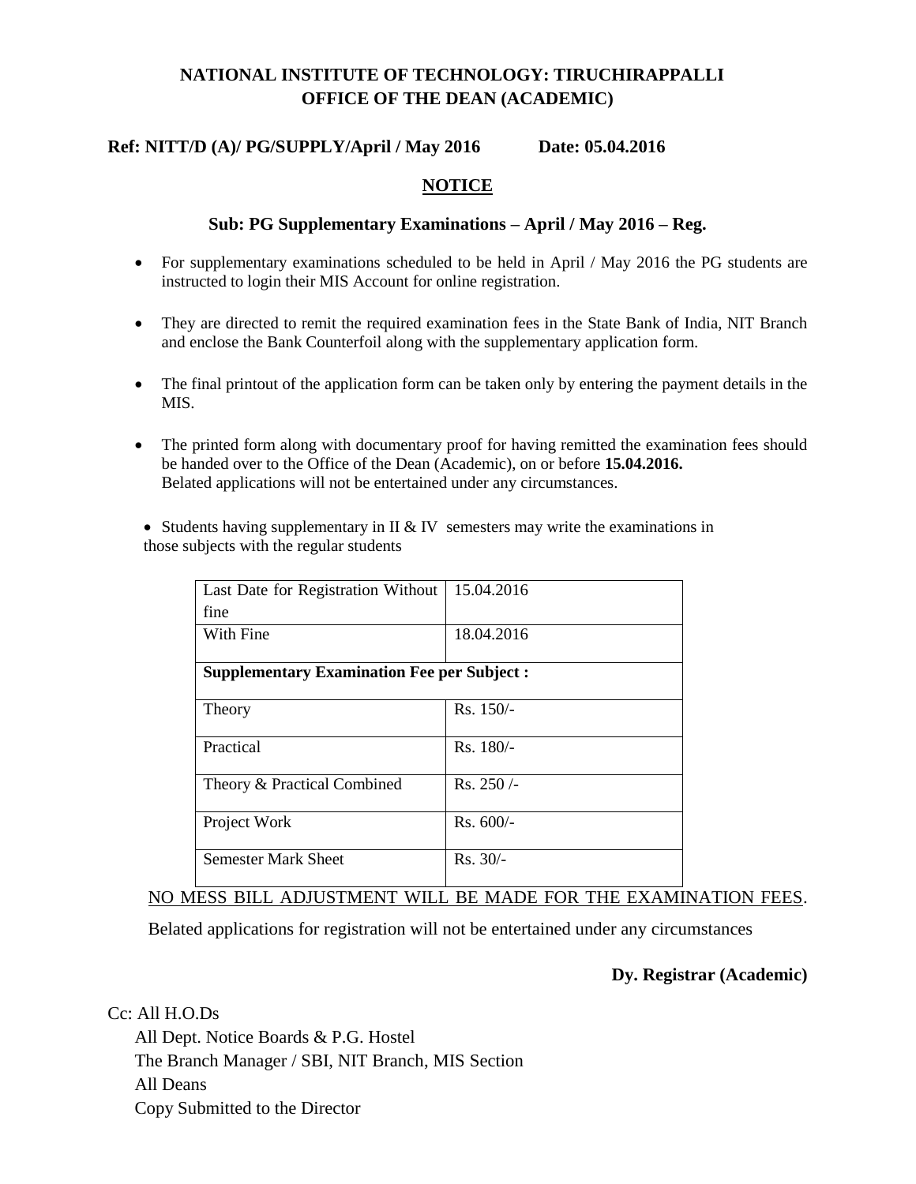# NATIONAL INSTITUTE OF TECHNOLOGY: TIRUCHIRAPPALLI
## OFFICE OF THE DEAN (ACADEMIC)

**Ref: NITT/D (A)/ PG/SUPPLY/April / May 2016 Date: 05.04.2016**

## NOTICE

**Sub: PG Supplementary Examinations – April / May 2016 – Reg.**

- For supplementary examinations scheduled to be held in April / May 2016 the PG students are instructed to login their MIS Account for online registration.
- They are directed to remit the required examination fees in the State Bank of India, NIT Branch and enclose the Bank Counterfoil along with the supplementary application form.
- The final printout of the application form can be taken only by entering the payment details in the MIS.
- The printed form along with documentary proof for having remitted the examination fees should be handed over to the Office of the Dean (Academic), on or before **15.04.2016.** Belated applications will not be entertained under any circumstances.
- Students having supplementary in II & IV semesters may write the examinations in those subjects with the regular students

| Last Date for Registration Without fine | 15.04.2016 |
|---|---|
| With Fine | 18.04.2016 |
| **Supplementary Examination Fee per Subject :** | |
| Theory | Rs. 150/- |
| Practical | Rs. 180/- |
| Theory & Practical Combined | Rs. 250 /- |
| Project Work | Rs. 600/- |
| Semester Mark Sheet | Rs. 30/- |

NO MESS BILL ADJUSTMENT WILL BE MADE FOR THE EXAMINATION FEES.

Belated applications for registration will not be entertained under any circumstances

**Dy. Registrar (Academic)**

Cc: All H.O.Ds
All Dept. Notice Boards & P.G. Hostel
The Branch Manager / SBI, NIT Branch, MIS Section
All Deans
Copy Submitted to the Director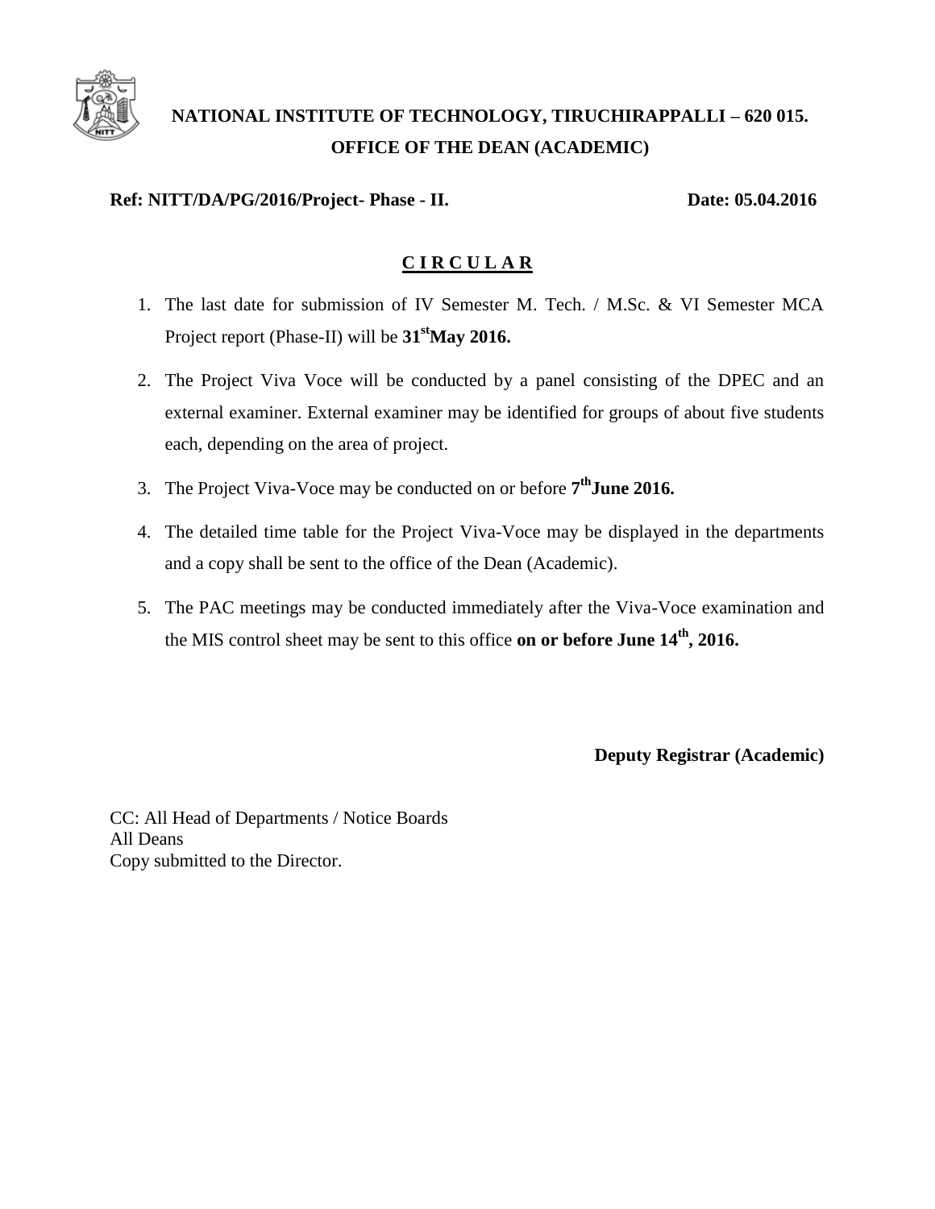# NATIONAL INSTITUTE OF TECHNOLOGY, TIRUCHIRAPPALLI – 620 015.

## OFFICE OF THE DEAN (ACADEMIC)

**Ref: NITT/DA/PG/2016/Project- Phase - II.** **Date: 05.04.2016**

## C I R C U L A R

1. The last date for submission of IV Semester M. Tech. / M.Sc. & VI Semester MCA Project report (Phase-II) will be **31st May 2016.**

2. The Project Viva Voce will be conducted by a panel consisting of the DPEC and an external examiner. External examiner may be identified for groups of about five students each, depending on the area of project.

3. The Project Viva-Voce may be conducted on or before **7th June 2016.**

4. The detailed time table for the Project Viva-Voce may be displayed in the departments and a copy shall be sent to the office of the Dean (Academic).

5. The PAC meetings may be conducted immediately after the Viva-Voce examination and the MIS control sheet may be sent to this office **on or before June 14th, 2016.**

**Deputy Registrar (Academic)**

CC: All Head of Departments / Notice Boards
All Deans
Copy submitted to the Director.